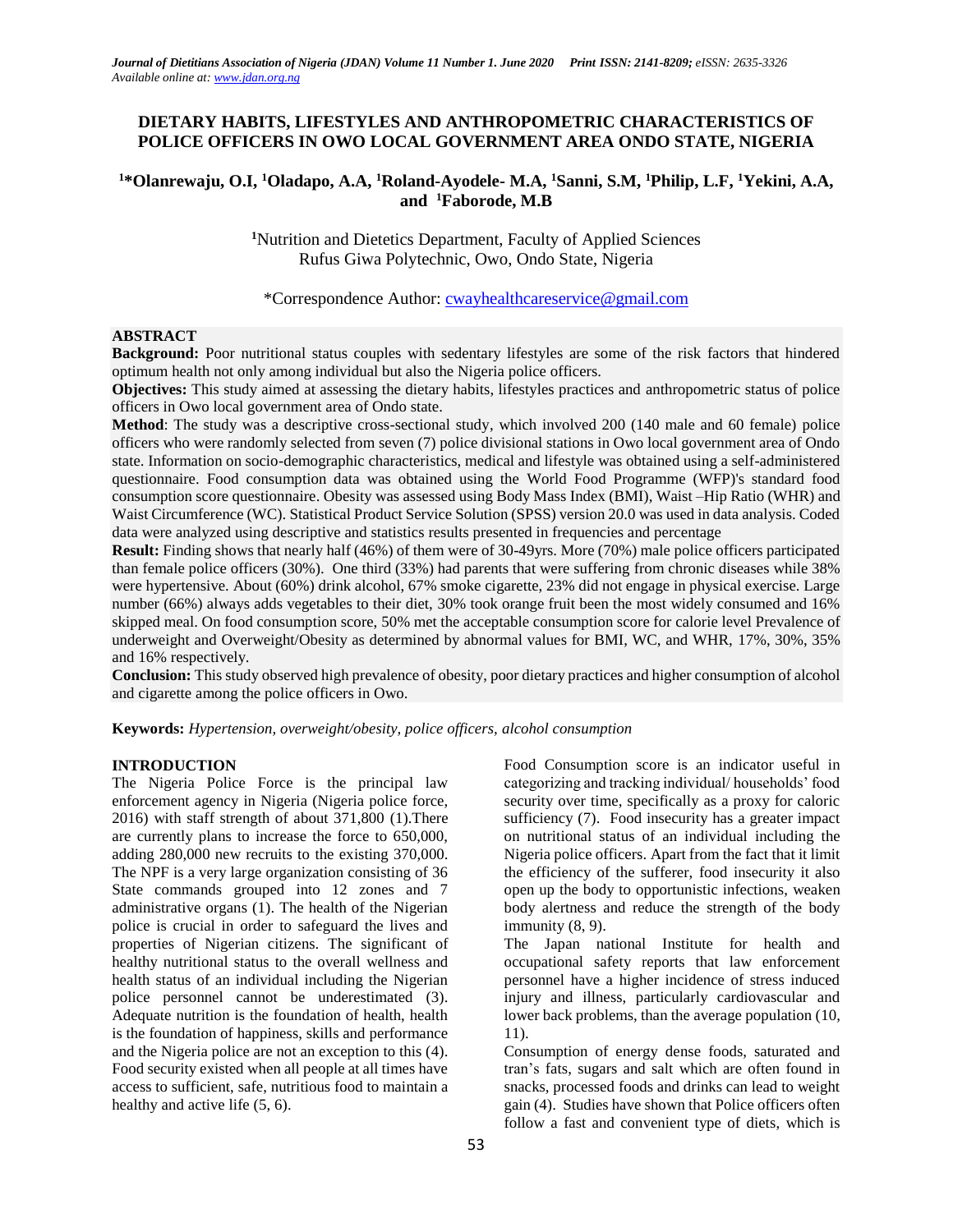# DIETARY HABITS, LIFESTYLES AND ANTHROPOMETRIC CHARACTERISTICS OF POLICE OFFICERS IN OWO LOCAL GOVERNMENT AREA ONDO STATE, NIGERIA

**[1]*Olanrewaju, O.I, [1]Oladapo, A.A, [1]Roland-Ayodele- M.A, [1]Sanni, S.M, [1]Philip, L.F, [1]Yekini, A.A, and [1]Faborode, M.B**

[1]Nutrition and Dietetics Department, Faculty of Applied Sciences
Rufus Giwa Polytechnic, Owo, Ondo State, Nigeria

*Correspondence Author: cwayhealthcareservice@gmail.com

## ABSTRACT

**Background:** Poor nutritional status couples with sedentary lifestyles are some of the risk factors that hindered optimum health not only among individual but also the Nigeria police officers.

**Objectives:** This study aimed at assessing the dietary habits, lifestyles practices and anthropometric status of police officers in Owo local government area of Ondo state.

**Method**: The study was a descriptive cross-sectional study, which involved 200 (140 male and 60 female) police officers who were randomly selected from seven (7) police divisional stations in Owo local government area of Ondo state. Information on socio-demographic characteristics, medical and lifestyle was obtained using a self-administered questionnaire. Food consumption data was obtained using the World Food Programme (WFP)'s standard food consumption score questionnaire. Obesity was assessed using Body Mass Index (BMI), Waist –Hip Ratio (WHR) and Waist Circumference (WC). Statistical Product Service Solution (SPSS) version 20.0 was used in data analysis. Coded data were analyzed using descriptive and statistics results presented in frequencies and percentage

**Result:** Finding shows that nearly half (46%) of them were of 30-49yrs. More (70%) male police officers participated than female police officers (30%). One third (33%) had parents that were suffering from chronic diseases while 38% were hypertensive. About (60%) drink alcohol, 67% smoke cigarette, 23% did not engage in physical exercise. Large number (66%) always adds vegetables to their diet, 30% took orange fruit been the most widely consumed and 16% skipped meal. On food consumption score, 50% met the acceptable consumption score for calorie level Prevalence of underweight and Overweight/Obesity as determined by abnormal values for BMI, WC, and WHR, 17%, 30%, 35% and 16% respectively.

**Conclusion:** This study observed high prevalence of obesity, poor dietary practices and higher consumption of alcohol and cigarette among the police officers in Owo.

**Keywords:** *Hypertension, overweight/obesity, police officers, alcohol consumption*

## INTRODUCTION

The Nigeria Police Force is the principal law enforcement agency in Nigeria (Nigeria police force, 2016) with staff strength of about 371,800 (1).There are currently plans to increase the force to 650,000, adding 280,000 new recruits to the existing 370,000. The NPF is a very large organization consisting of 36 State commands grouped into 12 zones and 7 administrative organs (1). The health of the Nigerian police is crucial in order to safeguard the lives and properties of Nigerian citizens. The significant of healthy nutritional status to the overall wellness and health status of an individual including the Nigerian police personnel cannot be underestimated (3). Adequate nutrition is the foundation of health, health is the foundation of happiness, skills and performance and the Nigeria police are not an exception to this (4). Food security existed when all people at all times have access to sufficient, safe, nutritious food to maintain a healthy and active life (5, 6).

Food Consumption score is an indicator useful in categorizing and tracking individual/ households' food security over time, specifically as a proxy for caloric sufficiency (7). Food insecurity has a greater impact on nutritional status of an individual including the Nigeria police officers. Apart from the fact that it limit the efficiency of the sufferer, food insecurity it also open up the body to opportunistic infections, weaken body alertness and reduce the strength of the body immunity (8, 9).

The Japan national Institute for health and occupational safety reports that law enforcement personnel have a higher incidence of stress induced injury and illness, particularly cardiovascular and lower back problems, than the average population (10, 11).

Consumption of energy dense foods, saturated and tran's fats, sugars and salt which are often found in snacks, processed foods and drinks can lead to weight gain (4). Studies have shown that Police officers often follow a fast and convenient type of diets, which is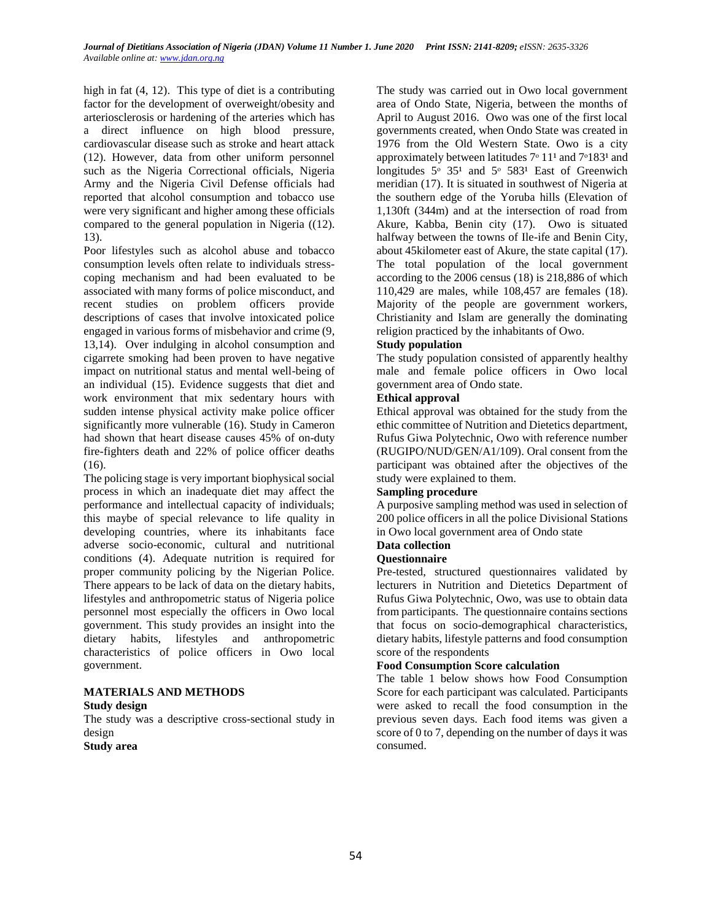high in fat (4, 12). This type of diet is a contributing factor for the development of overweight/obesity and arteriosclerosis or hardening of the arteries which has a direct influence on high blood pressure, cardiovascular disease such as stroke and heart attack (12). However, data from other uniform personnel such as the Nigeria Correctional officials, Nigeria Army and the Nigeria Civil Defense officials had reported that alcohol consumption and tobacco use were very significant and higher among these officials compared to the general population in Nigeria ((12). 13).

Poor lifestyles such as alcohol abuse and tobacco consumption levels often relate to individuals stress-coping mechanism and had been evaluated to be associated with many forms of police misconduct, and recent studies on problem officers provide descriptions of cases that involve intoxicated police engaged in various forms of misbehavior and crime (9, 13,14). Over indulging in alcohol consumption and cigarrete smoking had been proven to have negative impact on nutritional status and mental well-being of an individual (15). Evidence suggests that diet and work environment that mix sedentary hours with sudden intense physical activity make police officer significantly more vulnerable (16). Study in Cameron had shown that heart disease causes 45% of on-duty fire-fighters death and 22% of police officer deaths (16).

The policing stage is very important biophysical social process in which an inadequate diet may affect the performance and intellectual capacity of individuals; this maybe of special relevance to life quality in developing countries, where its inhabitants face adverse socio-economic, cultural and nutritional conditions (4). Adequate nutrition is required for proper community policing by the Nigerian Police. There appears to be lack of data on the dietary habits, lifestyles and anthropometric status of Nigeria police personnel most especially the officers in Owo local government. This study provides an insight into the dietary habits, lifestyles and anthropometric characteristics of police officers in Owo local government.

## MATERIALS AND METHODS

### Study design

The study was a descriptive cross-sectional study in design

### Study area

The study was carried out in Owo local government area of Ondo State, Nigeria, between the months of April to August 2016. Owo was one of the first local governments created, when Ondo State was created in 1976 from the Old Western State. Owo is a city approximately between latitudes 7° 11¹ and 7°183¹ and longitudes 5° 35¹ and 5° 583¹ East of Greenwich meridian (17). It is situated in southwest of Nigeria at the southern edge of the Yoruba hills (Elevation of 1,130ft (344m) and at the intersection of road from Akure, Kabba, Benin city (17). Owo is situated halfway between the towns of Ile-ife and Benin City, about 45kilometer east of Akure, the state capital (17). The total population of the local government according to the 2006 census (18) is 218,886 of which 110,429 are males, while 108,457 are females (18). Majority of the people are government workers, Christianity and Islam are generally the dominating religion practiced by the inhabitants of Owo.

### Study population

The study population consisted of apparently healthy male and female police officers in Owo local government area of Ondo state.

### Ethical approval

Ethical approval was obtained for the study from the ethic committee of Nutrition and Dietetics department, Rufus Giwa Polytechnic, Owo with reference number (RUGIPO/NUD/GEN/A1/109). Oral consent from the participant was obtained after the objectives of the study were explained to them.

### Sampling procedure

A purposive sampling method was used in selection of 200 police officers in all the police Divisional Stations in Owo local government area of Ondo state

### Data collection

### Questionnaire

Pre-tested, structured questionnaires validated by lecturers in Nutrition and Dietetics Department of Rufus Giwa Polytechnic, Owo, was use to obtain data from participants. The questionnaire contains sections that focus on socio-demographical characteristics, dietary habits, lifestyle patterns and food consumption score of the respondents

### Food Consumption Score calculation

The table 1 below shows how Food Consumption Score for each participant was calculated. Participants were asked to recall the food consumption in the previous seven days. Each food items was given a score of 0 to 7, depending on the number of days it was consumed.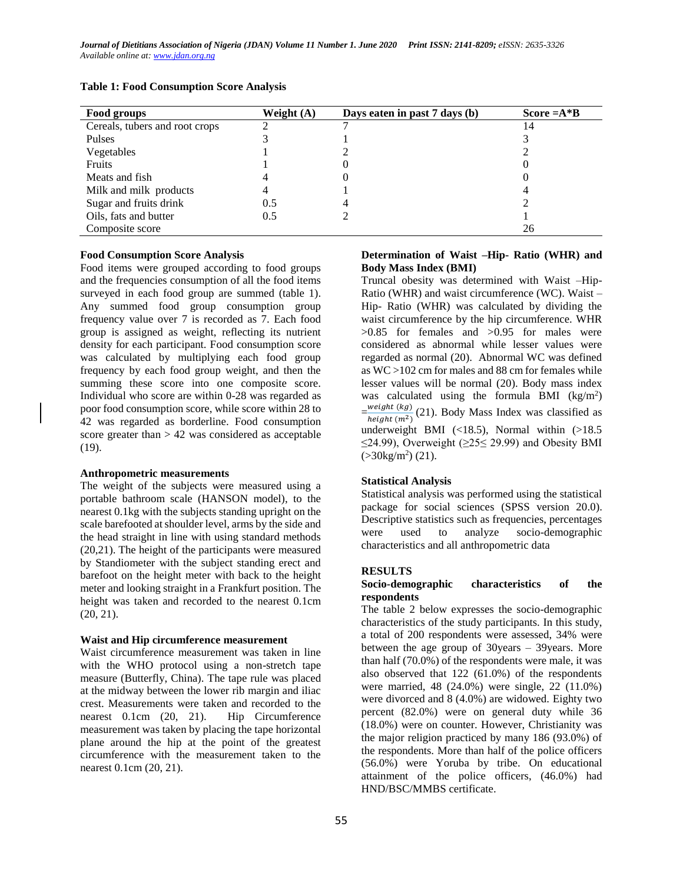**Table 1: Food Consumption Score Analysis**

| Food groups | Weight (A) | Days eaten in past 7 days (b) | Score =A*B |
|---|---|---|---|
| Cereals, tubers and root crops | 2 | 7 | 14 |
| Pulses | 3 | 1 | 3 |
| Vegetables | 1 | 2 | 2 |
| Fruits | 1 | 0 | 0 |
| Meats and fish | 4 | 0 | 0 |
| Milk and milk products | 4 | 1 | 4 |
| Sugar and fruits drink | 0.5 | 4 | 2 |
| Oils, fats and butter | 0.5 | 2 | 1 |
| Composite score | | | 26 |

### Food Consumption Score Analysis

Food items were grouped according to food groups and the frequencies consumption of all the food items surveyed in each food group are summed (table 1). Any summed food group consumption group frequency value over 7 is recorded as 7. Each food group is assigned as weight, reflecting its nutrient density for each participant. Food consumption score was calculated by multiplying each food group frequency by each food group weight, and then the summing these score into one composite score. Individual who score are within 0-28 was regarded as poor food consumption score, while score within 28 to 42 was regarded as borderline. Food consumption score greater than > 42 was considered as acceptable (19).

### Anthropometric measurements

The weight of the subjects were measured using a portable bathroom scale (HANSON model), to the nearest 0.1kg with the subjects standing upright on the scale barefooted at shoulder level, arms by the side and the head straight in line with using standard methods (20,21). The height of the participants were measured by Standiometer with the subject standing erect and barefoot on the height meter with back to the height meter and looking straight in a Frankfurt position. The height was taken and recorded to the nearest 0.1cm (20, 21).

### Waist and Hip circumference measurement

Waist circumference measurement was taken in line with the WHO protocol using a non-stretch tape measure (Butterfly, China). The tape rule was placed at the midway between the lower rib margin and iliac crest. Measurements were taken and recorded to the nearest 0.1cm (20, 21). Hip Circumference measurement was taken by placing the tape horizontal plane around the hip at the point of the greatest circumference with the measurement taken to the nearest 0.1cm (20, 21).

### Determination of Waist –Hip- Ratio (WHR) and Body Mass Index (BMI)

Truncal obesity was determined with Waist –Hip-Ratio (WHR) and waist circumference (WC). Waist – Hip- Ratio (WHR) was calculated by dividing the waist circumference by the hip circumference. WHR >0.85 for females and >0.95 for males were considered as abnormal while lesser values were regarded as normal (20). Abnormal WC was defined as WC >102 cm for males and 88 cm for females while lesser values will be normal (20). Body mass index was calculated using the formula BMI ($kg/m^2$) $=\frac{weight\ (kg)}{height\ (m^2)}$ (21). Body Mass Index was classified as underweight BMI (<18.5), Normal within (>18.5 ≤24.99), Overweight (≥25≤ 29.99) and Obesity BMI (>30$kg/m^2$) (21).

### Statistical Analysis

Statistical analysis was performed using the statistical package for social sciences (SPSS version 20.0). Descriptive statistics such as frequencies, percentages were used to analyze socio-demographic characteristics and all anthropometric data

## RESULTS

### Socio-demographic characteristics of the respondents

The table 2 below expresses the socio-demographic characteristics of the study participants. In this study, a total of 200 respondents were assessed, 34% were between the age group of 30years – 39years. More than half (70.0%) of the respondents were male, it was also observed that 122 (61.0%) of the respondents were married, 48 (24.0%) were single, 22 (11.0%) were divorced and 8 (4.0%) are widowed. Eighty two percent (82.0%) were on general duty while 36 (18.0%) were on counter. However, Christianity was the major religion practiced by many 186 (93.0%) of the respondents. More than half of the police officers (56.0%) were Yoruba by tribe. On educational attainment of the police officers, (46.0%) had HND/BSC/MMBS certificate.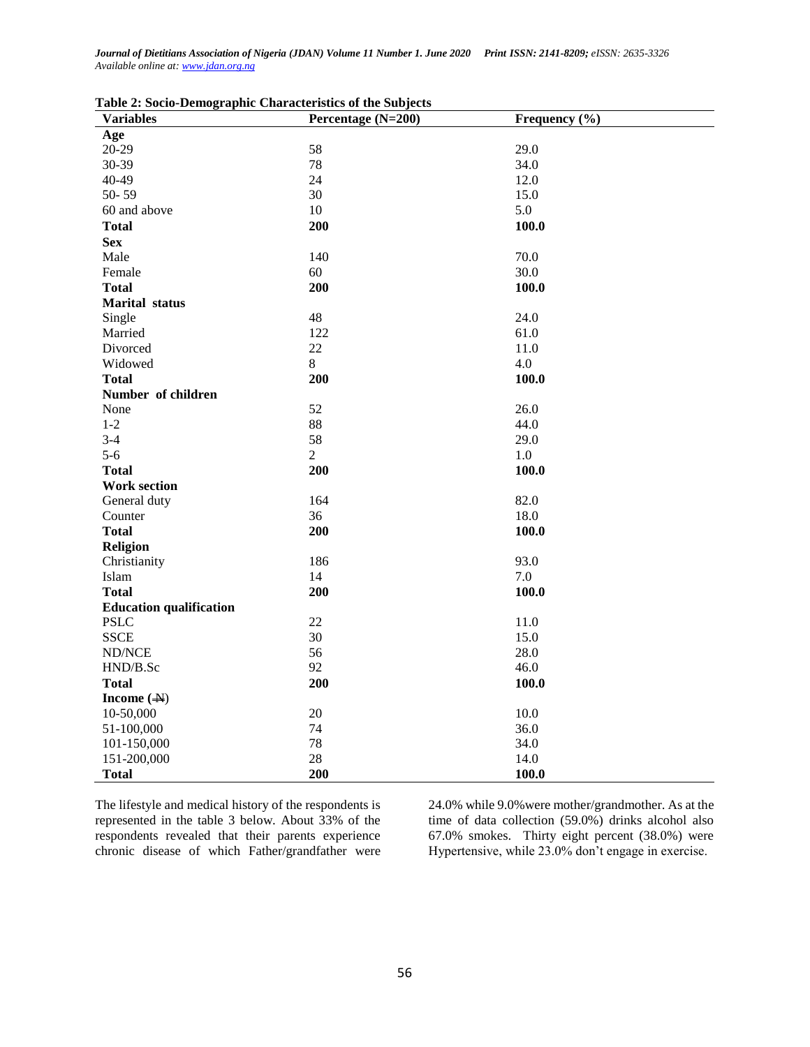**Table 2: Socio-Demographic Characteristics of the Subjects**

| Variables | Percentage (N=200) | Frequency (%) |
|---|---|---|
| **Age** | | |
| 20-29 | 58 | 29.0 |
| 30-39 | 78 | 34.0 |
| 40-49 | 24 | 12.0 |
| 50- 59 | 30 | 15.0 |
| 60 and above | 10 | 5.0 |
| **Total** | **200** | **100.0** |
| **Sex** | | |
| Male | 140 | 70.0 |
| Female | 60 | 30.0 |
| **Total** | **200** | **100.0** |
| **Marital status** | | |
| Single | 48 | 24.0 |
| Married | 122 | 61.0 |
| Divorced | 22 | 11.0 |
| Widowed | 8 | 4.0 |
| **Total** | **200** | **100.0** |
| **Number of children** | | |
| None | 52 | 26.0 |
| 1-2 | 88 | 44.0 |
| 3-4 | 58 | 29.0 |
| 5-6 | 2 | 1.0 |
| **Total** | **200** | **100.0** |
| **Work section** | | |
| General duty | 164 | 82.0 |
| Counter | 36 | 18.0 |
| **Total** | **200** | **100.0** |
| **Religion** | | |
| Christianity | 186 | 93.0 |
| Islam | 14 | 7.0 |
| **Total** | **200** | **100.0** |
| **Education qualification** | | |
| PSLC | 22 | 11.0 |
| SSCE | 30 | 15.0 |
| ND/NCE | 56 | 28.0 |
| HND/B.Sc | 92 | 46.0 |
| **Total** | **200** | **100.0** |
| **Income (₦)** | | |
| 10-50,000 | 20 | 10.0 |
| 51-100,000 | 74 | 36.0 |
| 101-150,000 | 78 | 34.0 |
| 151-200,000 | 28 | 14.0 |
| **Total** | **200** | **100.0** |

The lifestyle and medical history of the respondents is represented in the table 3 below. About 33% of the respondents revealed that their parents experience chronic disease of which Father/grandfather were 24.0% while 9.0%were mother/grandmother. As at the time of data collection (59.0%) drinks alcohol also 67.0% smokes. Thirty eight percent (38.0%) were Hypertensive, while 23.0% don't engage in exercise.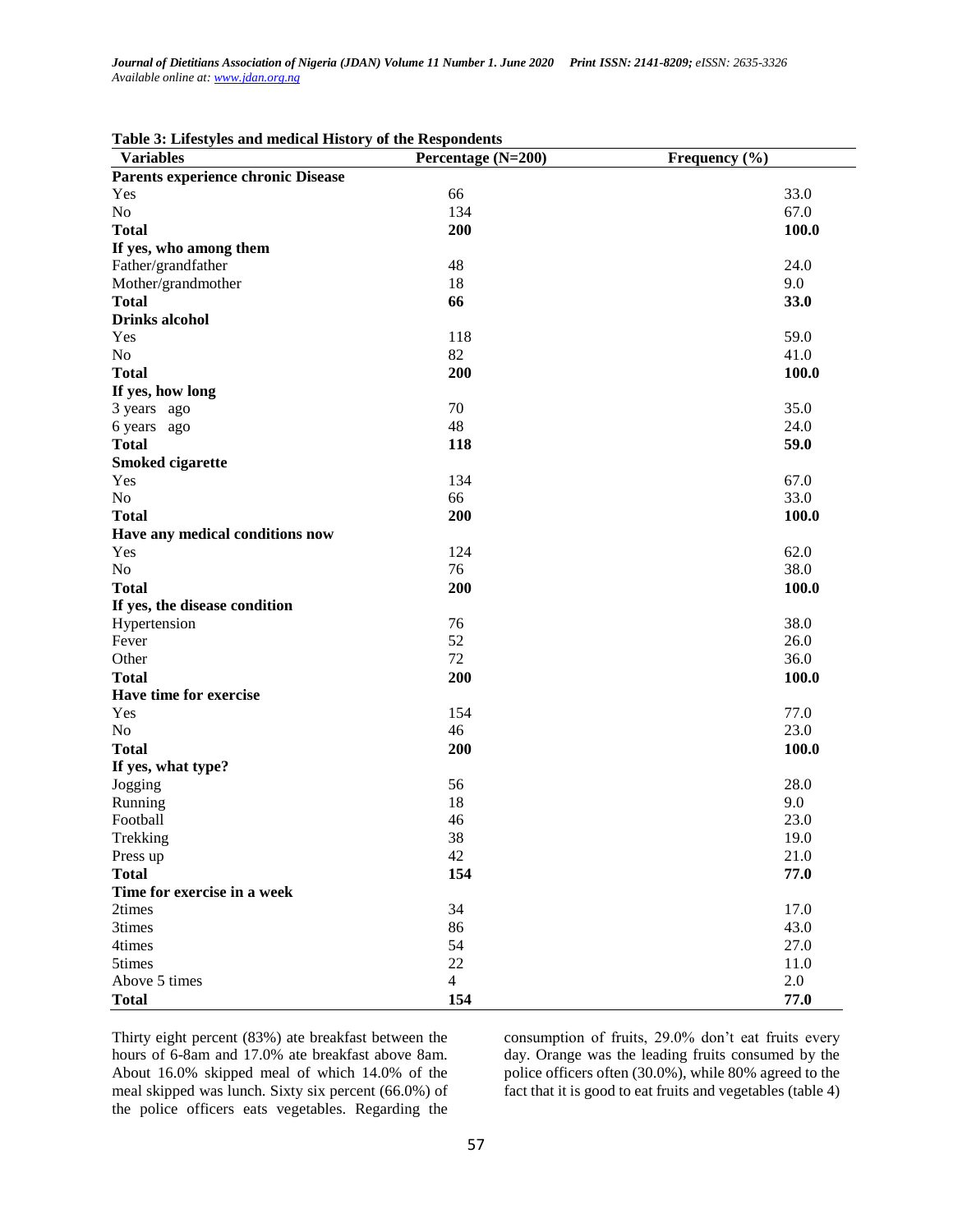**Table 3: Lifestyles and medical History of the Respondents**

| Variables | Percentage (N=200) | Frequency (%) |
|---|---|---|
| **Parents experience chronic Disease** | | |
| Yes | 66 | 33.0 |
| No | 134 | 67.0 |
| **Total** | **200** | **100.0** |
| **If yes, who among them** | | |
| Father/grandfather | 48 | 24.0 |
| Mother/grandmother | 18 | 9.0 |
| **Total** | **66** | **33.0** |
| **Drinks alcohol** | | |
| Yes | 118 | 59.0 |
| No | 82 | 41.0 |
| **Total** | **200** | **100.0** |
| **If yes, how long** | | |
| 3 years ago | 70 | 35.0 |
| 6 years ago | 48 | 24.0 |
| **Total** | **118** | **59.0** |
| **Smoked cigarette** | | |
| Yes | 134 | 67.0 |
| No | 66 | 33.0 |
| **Total** | **200** | **100.0** |
| **Have any medical conditions now** | | |
| Yes | 124 | 62.0 |
| No | 76 | 38.0 |
| **Total** | **200** | **100.0** |
| **If yes, the disease condition** | | |
| Hypertension | 76 | 38.0 |
| Fever | 52 | 26.0 |
| Other | 72 | 36.0 |
| **Total** | **200** | **100.0** |
| **Have time for exercise** | | |
| Yes | 154 | 77.0 |
| No | 46 | 23.0 |
| **Total** | **200** | **100.0** |
| **If yes, what type?** | | |
| Jogging | 56 | 28.0 |
| Running | 18 | 9.0 |
| Football | 46 | 23.0 |
| Trekking | 38 | 19.0 |
| Press up | 42 | 21.0 |
| **Total** | **154** | **77.0** |
| **Time for exercise in a week** | | |
| 2times | 34 | 17.0 |
| 3times | 86 | 43.0 |
| 4times | 54 | 27.0 |
| 5times | 22 | 11.0 |
| Above 5 times | 4 | 2.0 |
| **Total** | **154** | **77.0** |

Thirty eight percent (83%) ate breakfast between the hours of 6-8am and 17.0% ate breakfast above 8am. About 16.0% skipped meal of which 14.0% of the meal skipped was lunch. Sixty six percent (66.0%) of the police officers eats vegetables. Regarding the consumption of fruits, 29.0% don't eat fruits every day. Orange was the leading fruits consumed by the police officers often (30.0%), while 80% agreed to the fact that it is good to eat fruits and vegetables (table 4)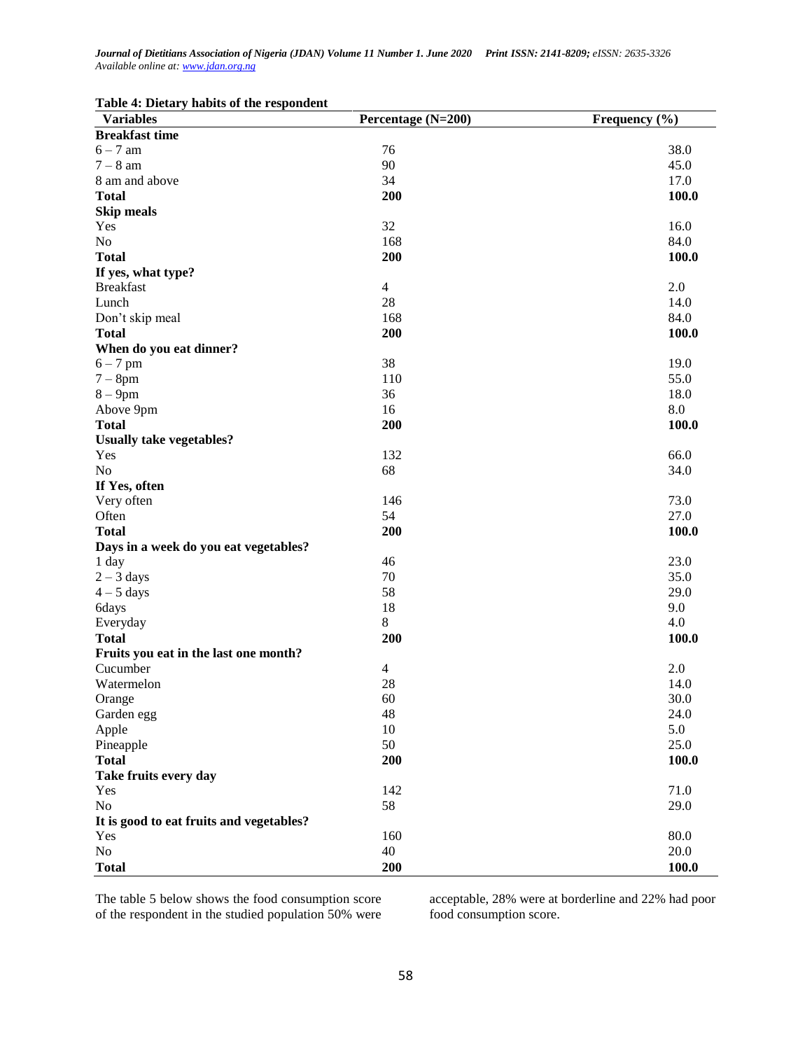**Table 4: Dietary habits of the respondent**

| Variables | Percentage (N=200) | Frequency (%) |
|---|---|---|
| **Breakfast time** | | |
| 6 – 7 am | 76 | 38.0 |
| 7 – 8 am | 90 | 45.0 |
| 8 am and above | 34 | 17.0 |
| **Total** | **200** | **100.0** |
| **Skip meals** | | |
| Yes | 32 | 16.0 |
| No | 168 | 84.0 |
| **Total** | **200** | **100.0** |
| **If yes, what type?** | | |
| Breakfast | 4 | 2.0 |
| Lunch | 28 | 14.0 |
| Don't skip meal | 168 | 84.0 |
| **Total** | **200** | **100.0** |
| **When do you eat dinner?** | | |
| 6 – 7 pm | 38 | 19.0 |
| 7 – 8pm | 110 | 55.0 |
| 8 – 9pm | 36 | 18.0 |
| Above 9pm | 16 | 8.0 |
| **Total** | **200** | **100.0** |
| **Usually take vegetables?** | | |
| Yes | 132 | 66.0 |
| No | 68 | 34.0 |
| **If Yes, often** | | |
| Very often | 146 | 73.0 |
| Often | 54 | 27.0 |
| **Total** | **200** | **100.0** |
| **Days in a week do you eat vegetables?** | | |
| 1 day | 46 | 23.0 |
| 2 – 3 days | 70 | 35.0 |
| 4 – 5 days | 58 | 29.0 |
| 6days | 18 | 9.0 |
| Everyday | 8 | 4.0 |
| **Total** | **200** | **100.0** |
| **Fruits you eat in the last one month?** | | |
| Cucumber | 4 | 2.0 |
| Watermelon | 28 | 14.0 |
| Orange | 60 | 30.0 |
| Garden egg | 48 | 24.0 |
| Apple | 10 | 5.0 |
| Pineapple | 50 | 25.0 |
| **Total** | **200** | **100.0** |
| **Take fruits every day** | | |
| Yes | 142 | 71.0 |
| No | 58 | 29.0 |
| **It is good to eat fruits and vegetables?** | | |
| Yes | 160 | 80.0 |
| No | 40 | 20.0 |
| **Total** | **200** | **100.0** |

The table 5 below shows the food consumption score of the respondent in the studied population 50% were acceptable, 28% were at borderline and 22% had poor food consumption score.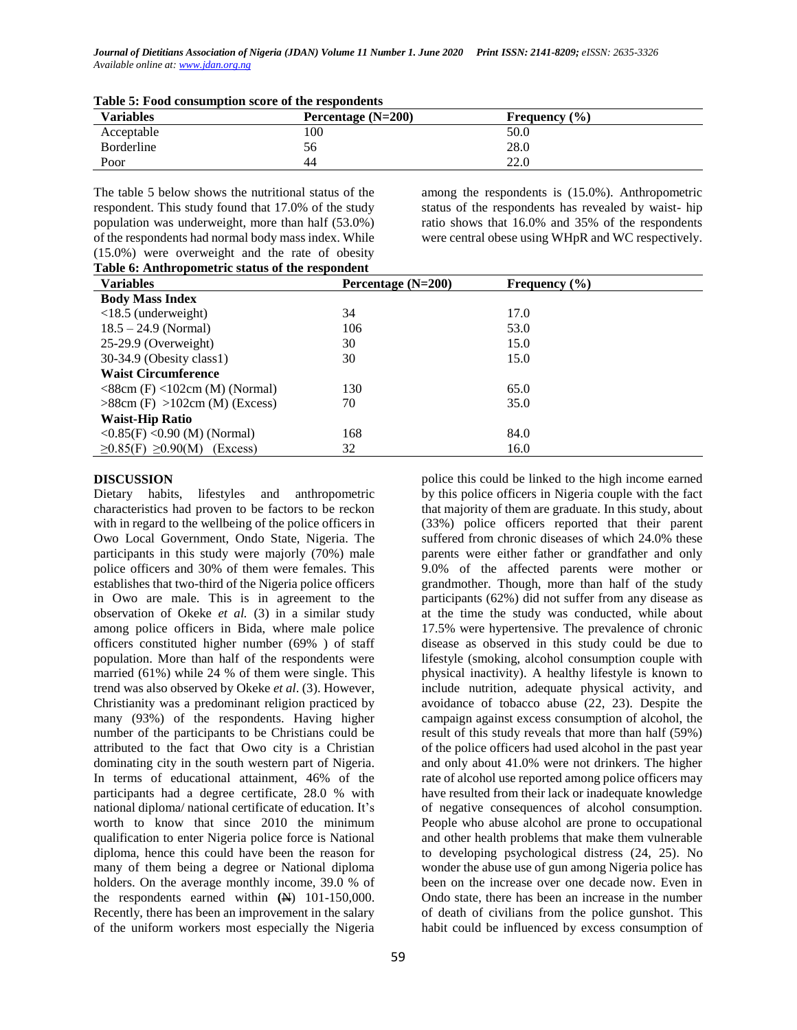**Table 5: Food consumption score of the respondents**

| Variables | Percentage (N=200) | Frequency (%) |
|---|---|---|
| Acceptable | 100 | 50.0 |
| Borderline | 56 | 28.0 |
| Poor | 44 | 22.0 |

The table 5 below shows the nutritional status of the respondent. This study found that 17.0% of the study population was underweight, more than half (53.0%) of the respondents had normal body mass index. While (15.0%) were overweight and the rate of obesity among the respondents is (15.0%). Anthropometric status of the respondents has revealed by waist- hip ratio shows that 16.0% and 35% of the respondents were central obese using WHpR and WC respectively.

**Table 6: Anthropometric status of the respondent**

| Variables | Percentage (N=200) | Frequency (%) |
|---|---|---|
| **Body Mass Index** | | |
| <18.5 (underweight) | 34 | 17.0 |
| 18.5 – 24.9 (Normal) | 106 | 53.0 |
| 25-29.9 (Overweight) | 30 | 15.0 |
| 30-34.9 (Obesity class1) | 30 | 15.0 |
| **Waist Circumference** | | |
| <88cm (F) <102cm (M) (Normal) | 130 | 65.0 |
| >88cm (F) >102cm (M) (Excess) | 70 | 35.0 |
| **Waist-Hip Ratio** | | |
| <0.85(F) <0.90 (M) (Normal) | 168 | 84.0 |
| ≥0.85(F) ≥0.90(M) (Excess) | 32 | 16.0 |

## DISCUSSION

Dietary habits, lifestyles and anthropometric characteristics had proven to be factors to be reckon with in regard to the wellbeing of the police officers in Owo Local Government, Ondo State, Nigeria. The participants in this study were majorly (70%) male police officers and 30% of them were females. This establishes that two-third of the Nigeria police officers in Owo are male. This is in agreement to the observation of Okeke *et al.* (3) in a similar study among police officers in Bida, where male police officers constituted higher number (69% ) of staff population. More than half of the respondents were married (61%) while 24 % of them were single. This trend was also observed by Okeke *et al*. (3). However, Christianity was a predominant religion practiced by many (93%) of the respondents. Having higher number of the participants to be Christians could be attributed to the fact that Owo city is a Christian dominating city in the south western part of Nigeria. In terms of educational attainment, 46% of the participants had a degree certificate, 28.0 % with national diploma/ national certificate of education. It's worth to know that since 2010 the minimum qualification to enter Nigeria police force is National diploma, hence this could have been the reason for many of them being a degree or National diploma holders. On the average monthly income, 39.0 % of the respondents earned within (₦) 101-150,000. Recently, there has been an improvement in the salary of the uniform workers most especially the Nigeria police this could be linked to the high income earned by this police officers in Nigeria couple with the fact that majority of them are graduate. In this study, about (33%) police officers reported that their parent suffered from chronic diseases of which 24.0% these parents were either father or grandfather and only 9.0% of the affected parents were mother or grandmother. Though, more than half of the study participants (62%) did not suffer from any disease as at the time the study was conducted, while about 17.5% were hypertensive. The prevalence of chronic disease as observed in this study could be due to lifestyle (smoking, alcohol consumption couple with physical inactivity). A healthy lifestyle is known to include nutrition, adequate physical activity, and avoidance of tobacco abuse (22, 23). Despite the campaign against excess consumption of alcohol, the result of this study reveals that more than half (59%) of the police officers had used alcohol in the past year and only about 41.0% were not drinkers. The higher rate of alcohol use reported among police officers may have resulted from their lack or inadequate knowledge of negative consequences of alcohol consumption. People who abuse alcohol are prone to occupational and other health problems that make them vulnerable to developing psychological distress (24, 25). No wonder the abuse use of gun among Nigeria police has been on the increase over one decade now. Even in Ondo state, there has been an increase in the number of death of civilians from the police gunshot. This habit could be influenced by excess consumption of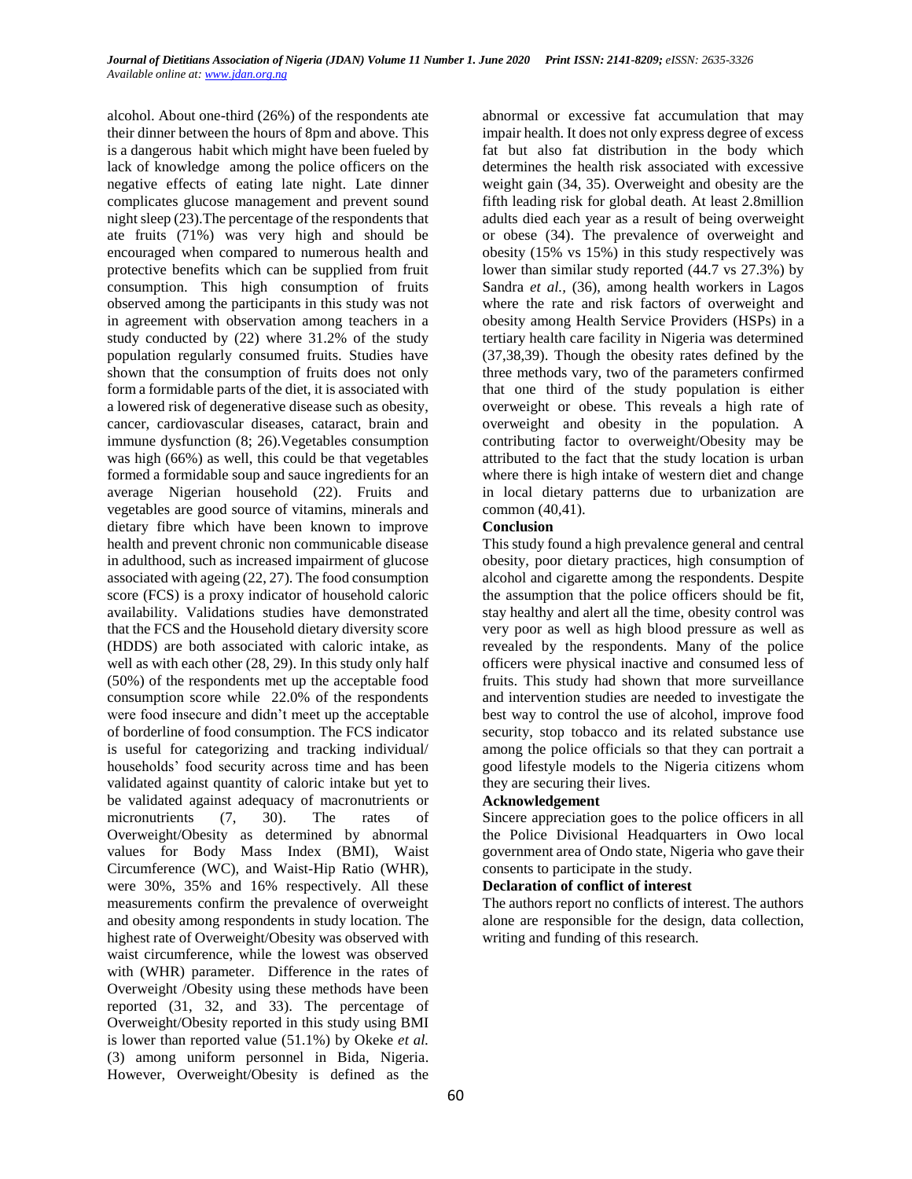alcohol. About one-third (26%) of the respondents ate their dinner between the hours of 8pm and above. This is a dangerous habit which might have been fueled by lack of knowledge among the police officers on the negative effects of eating late night. Late dinner complicates glucose management and prevent sound night sleep (23).The percentage of the respondents that ate fruits (71%) was very high and should be encouraged when compared to numerous health and protective benefits which can be supplied from fruit consumption. This high consumption of fruits observed among the participants in this study was not in agreement with observation among teachers in a study conducted by (22) where 31.2% of the study population regularly consumed fruits. Studies have shown that the consumption of fruits does not only form a formidable parts of the diet, it is associated with a lowered risk of degenerative disease such as obesity, cancer, cardiovascular diseases, cataract, brain and immune dysfunction (8; 26).Vegetables consumption was high (66%) as well, this could be that vegetables formed a formidable soup and sauce ingredients for an average Nigerian household (22). Fruits and vegetables are good source of vitamins, minerals and dietary fibre which have been known to improve health and prevent chronic non communicable disease in adulthood, such as increased impairment of glucose associated with ageing (22, 27). The food consumption score (FCS) is a proxy indicator of household caloric availability. Validations studies have demonstrated that the FCS and the Household dietary diversity score (HDDS) are both associated with caloric intake, as well as with each other (28, 29). In this study only half (50%) of the respondents met up the acceptable food consumption score while 22.0% of the respondents were food insecure and didn't meet up the acceptable of borderline of food consumption. The FCS indicator is useful for categorizing and tracking individual/ households' food security across time and has been validated against quantity of caloric intake but yet to be validated against adequacy of macronutrients or micronutrients (7, 30). The rates of Overweight/Obesity as determined by abnormal values for Body Mass Index (BMI), Waist Circumference (WC), and Waist-Hip Ratio (WHR), were 30%, 35% and 16% respectively. All these measurements confirm the prevalence of overweight and obesity among respondents in study location. The highest rate of Overweight/Obesity was observed with waist circumference, while the lowest was observed with (WHR) parameter. Difference in the rates of Overweight /Obesity using these methods have been reported (31, 32, and 33). The percentage of Overweight/Obesity reported in this study using BMI is lower than reported value (51.1%) by Okeke *et al.* (3) among uniform personnel in Bida, Nigeria. However, Overweight/Obesity is defined as the abnormal or excessive fat accumulation that may impair health. It does not only express degree of excess fat but also fat distribution in the body which determines the health risk associated with excessive weight gain (34, 35). Overweight and obesity are the fifth leading risk for global death. At least 2.8million adults died each year as a result of being overweight or obese (34). The prevalence of overweight and obesity (15% vs 15%) in this study respectively was lower than similar study reported (44.7 vs 27.3%) by Sandra *et al.,* (36), among health workers in Lagos where the rate and risk factors of overweight and obesity among Health Service Providers (HSPs) in a tertiary health care facility in Nigeria was determined (37,38,39). Though the obesity rates defined by the three methods vary, two of the parameters confirmed that one third of the study population is either overweight or obese. This reveals a high rate of overweight and obesity in the population. A contributing factor to overweight/Obesity may be attributed to the fact that the study location is urban where there is high intake of western diet and change in local dietary patterns due to urbanization are common (40,41).

**Conclusion**

This study found a high prevalence general and central obesity, poor dietary practices, high consumption of alcohol and cigarette among the respondents. Despite the assumption that the police officers should be fit, stay healthy and alert all the time, obesity control was very poor as well as high blood pressure as well as revealed by the respondents. Many of the police officers were physical inactive and consumed less of fruits. This study had shown that more surveillance and intervention studies are needed to investigate the best way to control the use of alcohol, improve food security, stop tobacco and its related substance use among the police officials so that they can portrait a good lifestyle models to the Nigeria citizens whom they are securing their lives.

**Acknowledgement**

Sincere appreciation goes to the police officers in all the Police Divisional Headquarters in Owo local government area of Ondo state, Nigeria who gave their consents to participate in the study.

**Declaration of conflict of interest**

The authors report no conflicts of interest. The authors alone are responsible for the design, data collection, writing and funding of this research.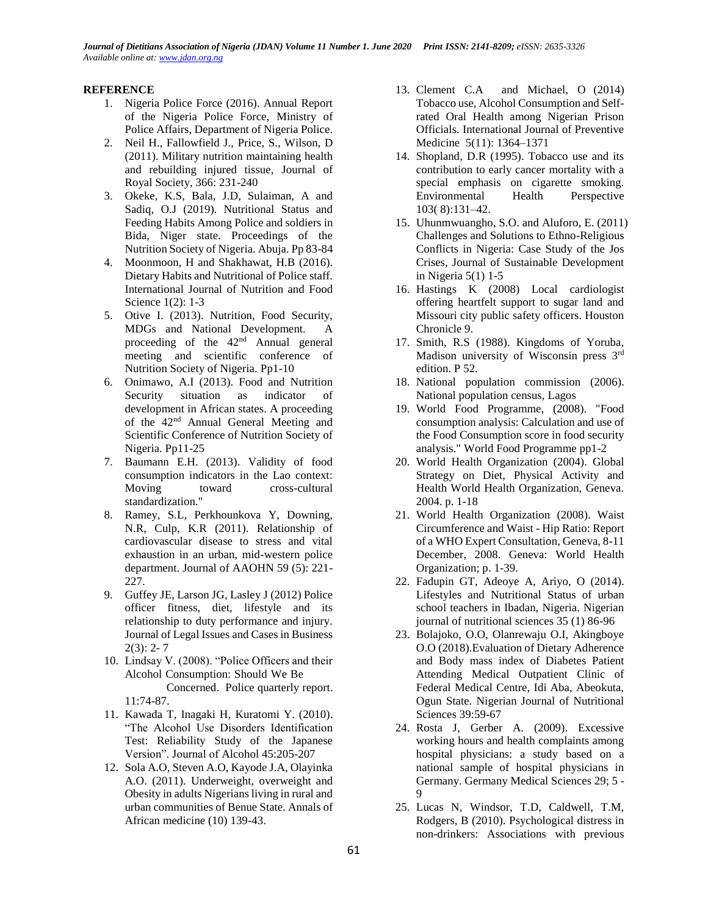## REFERENCE

1. Nigeria Police Force (2016). Annual Report of the Nigeria Police Force, Ministry of Police Affairs, Department of Nigeria Police.
2. Neil H., Fallowfield J., Price, S., Wilson, D (2011). Military nutrition maintaining health and rebuilding injured tissue, Journal of Royal Society, 366: 231-240
3. Okeke, K.S, Bala, J.D, Sulaiman, A and Sadiq, O.J (2019). Nutritional Status and Feeding Habits Among Police and soldiers in Bida, Niger state. Proceedings of the Nutrition Society of Nigeria. Abuja. Pp 83-84
4. Moonmoon, H and Shakhawat, H.B (2016). Dietary Habits and Nutritional of Police staff. International Journal of Nutrition and Food Science 1(2): 1-3
5. Otive I. (2013). Nutrition, Food Security, MDGs and National Development. A proceeding of the 42nd Annual general meeting and scientific conference of Nutrition Society of Nigeria. Pp1-10
6. Onimawo, A.I (2013). Food and Nutrition Security situation as indicator of development in African states. A proceeding of the 42nd Annual General Meeting and Scientific Conference of Nutrition Society of Nigeria. Pp11-25
7. Baumann E.H. (2013). Validity of food consumption indicators in the Lao context: Moving toward cross-cultural standardization."
8. Ramey, S.L, Perkhounkova Y, Downing, N.R, Culp, K.R (2011). Relationship of cardiovascular disease to stress and vital exhaustion in an urban, mid-western police department. Journal of AAOHN 59 (5): 221-227.
9. Guffey JE, Larson JG, Lasley J (2012) Police officer fitness, diet, lifestyle and its relationship to duty performance and injury. Journal of Legal Issues and Cases in Business 2(3): 2- 7
10. Lindsay V. (2008). "Police Officers and their Alcohol Consumption: Should We Be Concerned. Police quarterly report. 11:74-87.
11. Kawada T, Inagaki H, Kuratomi Y. (2010). "The Alcohol Use Disorders Identification Test: Reliability Study of the Japanese Version". Journal of Alcohol 45:205-207
12. Sola A.O, Steven A.O, Kayode J.A, Olayinka A.O. (2011). Underweight, overweight and Obesity in adults Nigerians living in rural and urban communities of Benue State. Annals of African medicine (10) 139-43.
13. Clement C.A and Michael, O (2014) Tobacco use, Alcohol Consumption and Self-rated Oral Health among Nigerian Prison Officials. International Journal of Preventive Medicine 5(11): 1364–1371
14. Shopland, D.R (1995). Tobacco use and its contribution to early cancer mortality with a special emphasis on cigarette smoking. Environmental Health Perspective 103( 8):131–42.
15. Uhunmwuangho, S.O. and Aluforo, E. (2011) Challenges and Solutions to Ethno-Religious Conflicts in Nigeria: Case Study of the Jos Crises, Journal of Sustainable Development in Nigeria 5(1) 1-5
16. Hastings K (2008) Local cardiologist offering heartfelt support to sugar land and Missouri city public safety officers. Houston Chronicle 9.
17. Smith, R.S (1988). Kingdoms of Yoruba, Madison university of Wisconsin press 3rd edition. P 52.
18. National population commission (2006). National population census, Lagos
19. World Food Programme, (2008). "Food consumption analysis: Calculation and use of the Food Consumption score in food security analysis." World Food Programme pp1-2
20. World Health Organization (2004). Global Strategy on Diet, Physical Activity and Health World Health Organization, Geneva. 2004. p. 1-18
21. World Health Organization (2008). Waist Circumference and Waist - Hip Ratio: Report of a WHO Expert Consultation, Geneva, 8-11 December, 2008. Geneva: World Health Organization; p. 1-39.
22. Fadupin GT, Adeoye A, Ariyo, O (2014). Lifestyles and Nutritional Status of urban school teachers in Ibadan, Nigeria. Nigerian journal of nutritional sciences 35 (1) 86-96
23. Bolajoko, O.O, Olanrewaju O.I, Akingboye O.O (2018).Evaluation of Dietary Adherence and Body mass index of Diabetes Patient Attending Medical Outpatient Clinic of Federal Medical Centre, Idi Aba, Abeokuta, Ogun State. Nigerian Journal of Nutritional Sciences 39:59-67
24. Rosta J, Gerber A. (2009). Excessive working hours and health complaints among hospital physicians: a study based on a national sample of hospital physicians in Germany. Germany Medical Sciences 29; 5 - 9
25. Lucas N, Windsor, T.D, Caldwell, T.M, Rodgers, B (2010). Psychological distress in non-drinkers: Associations with previous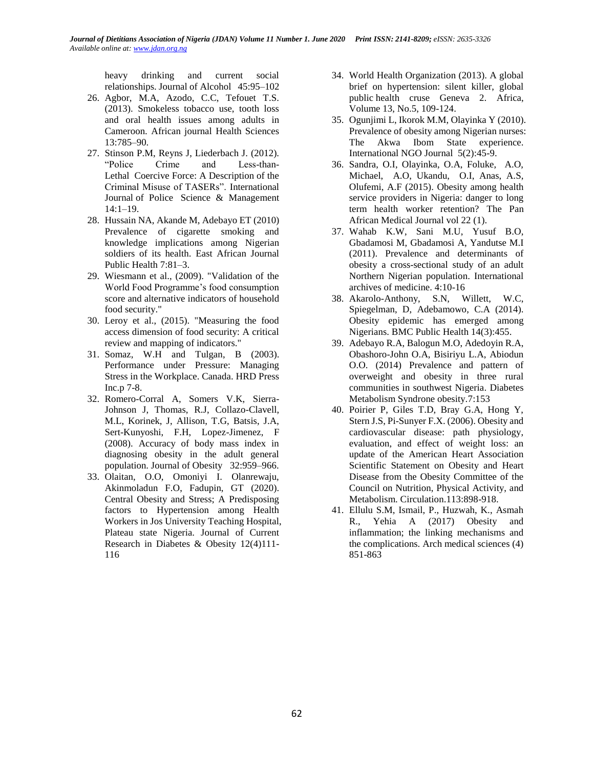heavy drinking and current social relationships. Journal of Alcohol 45:95–102

26. Agbor, M.A, Azodo, C.C, Tefouet T.S. (2013). Smokeless tobacco use, tooth loss and oral health issues among adults in Cameroon. African journal Health Sciences 13:785–90.
27. Stinson P.M, Reyns J, Liederbach J. (2012). "Police Crime and Less-than-Lethal Coercive Force: A Description of the Criminal Misuse of TASERs". International Journal of Police Science & Management 14:1–19.
28. Hussain NA, Akande M, Adebayo ET (2010) Prevalence of cigarette smoking and knowledge implications among Nigerian soldiers of its health. East African Journal Public Health 7:81–3.
29. Wiesmann et al., (2009). "Validation of the World Food Programme's food consumption score and alternative indicators of household food security."
30. Leroy et al., (2015). "Measuring the food access dimension of food security: A critical review and mapping of indicators."
31. Somaz, W.H and Tulgan, B (2003). Performance under Pressure: Managing Stress in the Workplace. Canada. HRD Press Inc.p 7-8.
32. Romero-Corral A, Somers V.K, Sierra-Johnson J, Thomas, R.J, Collazo-Clavell, M.L, Korinek, J, Allison, T.G, Batsis, J.A, Sert-Kunyoshi, F.H, Lopez-Jimenez, F (2008). Accuracy of body mass index in diagnosing obesity in the adult general population. Journal of Obesity 32:959–966.
33. Olaitan, O.O, Omoniyi I. Olanrewaju, Akinmoladun F.O, Fadupin, GT (2020). Central Obesity and Stress; A Predisposing factors to Hypertension among Health Workers in Jos University Teaching Hospital, Plateau state Nigeria. Journal of Current Research in Diabetes & Obesity 12(4)111-116
34. World Health Organization (2013). A global brief on hypertension: silent killer, global public health cruse Geneva 2. Africa, Volume 13, No.5, 109-124.
35. Ogunjimi L, Ikorok M.M, Olayinka Y (2010). Prevalence of obesity among Nigerian nurses: The Akwa Ibom State experience. International NGO Journal 5(2):45-9.
36. Sandra, O.I, Olayinka, O.A, Foluke, A.O, Michael, A.O, Ukandu, O.I, Anas, A.S, Olufemi, A.F (2015). Obesity among health service providers in Nigeria: danger to long term health worker retention? The Pan African Medical Journal vol 22 (1).
37. Wahab K.W, Sani M.U, Yusuf B.O, Gbadamosi M, Gbadamosi A, Yandutse M.I (2011). Prevalence and determinants of obesity a cross-sectional study of an adult Northern Nigerian population. International archives of medicine. 4:10-16
38. Akarolo-Anthony, S.N, Willett, W.C, Spiegelman, D, Adebamowo, C.A (2014). Obesity epidemic has emerged among Nigerians. BMC Public Health 14(3):455.
39. Adebayo R.A, Balogun M.O, Adedoyin R.A, Obashoro-John O.A, Bisiriyu L.A, Abiodun O.O. (2014) Prevalence and pattern of overweight and obesity in three rural communities in southwest Nigeria. Diabetes Metabolism Syndrone obesity.7:153
40. Poirier P, Giles T.D, Bray G.A, Hong Y, Stern J.S, Pi-Sunyer F.X. (2006). Obesity and cardiovascular disease: path physiology, evaluation, and effect of weight loss: an update of the American Heart Association Scientific Statement on Obesity and Heart Disease from the Obesity Committee of the Council on Nutrition, Physical Activity, and Metabolism. Circulation.113:898-918.
41. Ellulu S.M, Ismail, P., Huzwah, K., Asmah R., Yehia A (2017) Obesity and inflammation; the linking mechanisms and the complications. Arch medical sciences (4) 851-863